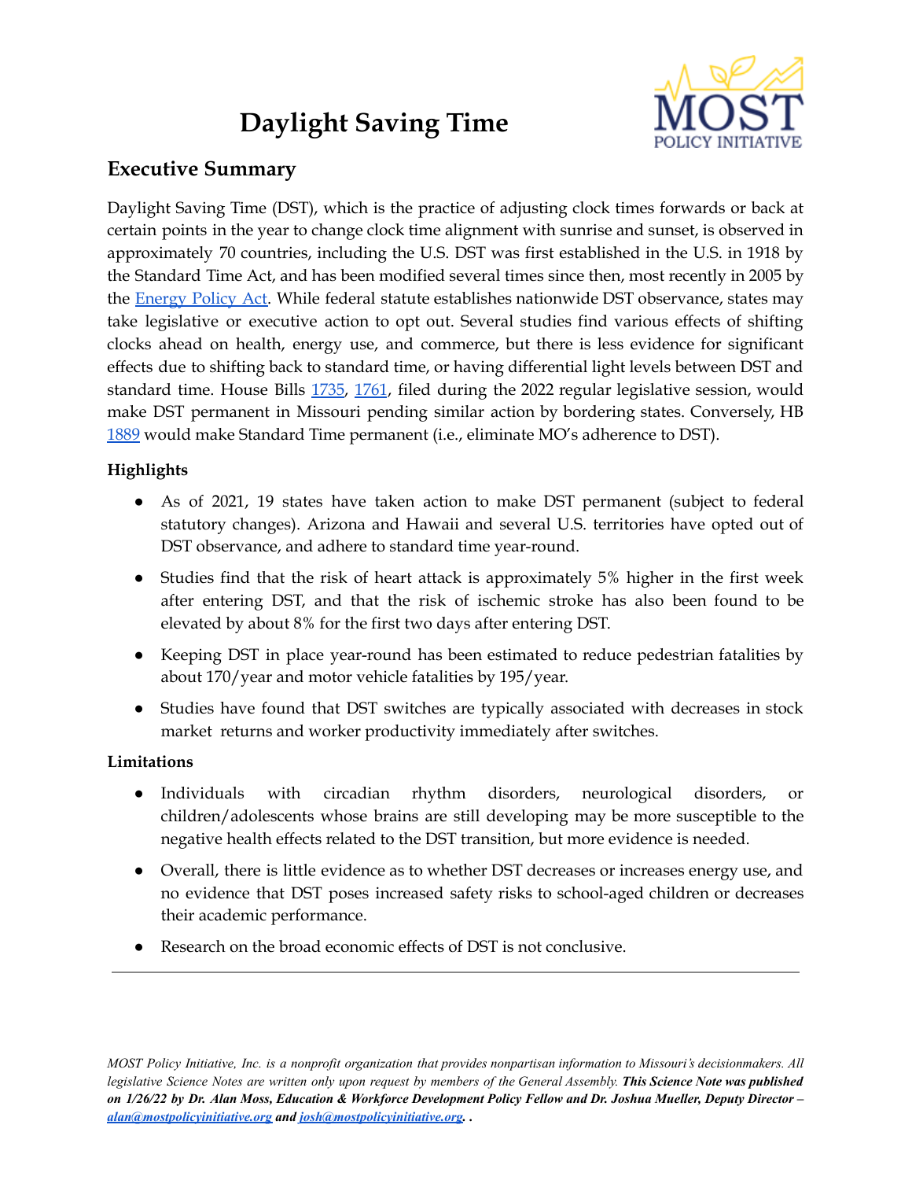# Daylight Saving Time

## Executive Summary

Daylight Saving Time (DST), which is the practice of adjusting clock times forwards or back at certain points in the year to change clock time alignment with sunrise and sunset, is observed in approximately 70 countries, including the U.S. DST was first established in the U.S. in 1918 by the Standard Time Act, and has been modified several times since then, most recently in 2005 by the Energy Policy Act. While federal statute establishes nationwide DST observance, states may take legislative or executive action to opt out. Several studies find various effects of shifting clocks ahead on health, energy use, and commerce, but there is less evidence for significant effects due to shifting back to standard time, or having differential light levels between DST and standard time. House Bills 1735, 1761, filed during the 2022 regular legislative session, would make DST permanent in Missouri pending similar action by bordering states. Conversely, HB 1889 would make Standard Time permanent (i.e., eliminate MO's adherence to DST).

**Highlights**

- As of 2021, 19 states have taken action to make DST permanent (subject to federal statutory changes). Arizona and Hawaii and several U.S. territories have opted out of DST observance, and adhere to standard time year-round.
- Studies find that the risk of heart attack is approximately 5% higher in the first week after entering DST, and that the risk of ischemic stroke has also been found to be elevated by about 8% for the first two days after entering DST.
- Keeping DST in place year-round has been estimated to reduce pedestrian fatalities by about 170/year and motor vehicle fatalities by 195/year.
- Studies have found that DST switches are typically associated with decreases in stock market returns and worker productivity immediately after switches.

**Limitations**

- Individuals with circadian rhythm disorders, neurological disorders, or children/adolescents whose brains are still developing may be more susceptible to the negative health effects related to the DST transition, but more evidence is needed.
- Overall, there is little evidence as to whether DST decreases or increases energy use, and no evidence that DST poses increased safety risks to school-aged children or decreases their academic performance.
- Research on the broad economic effects of DST is not conclusive.

---

*MOST Policy Initiative, Inc. is a nonprofit organization that provides nonpartisan information to Missouri's decisionmakers. All legislative Science Notes are written only upon request by members of the General Assembly.* ***This Science Note was published on 1/26/22 by Dr. Alan Moss, Education & Workforce Development Policy Fellow and Dr. Joshua Mueller, Deputy Director – alan@mostpolicyinitiative.org and josh@mostpolicyinitiative.org.***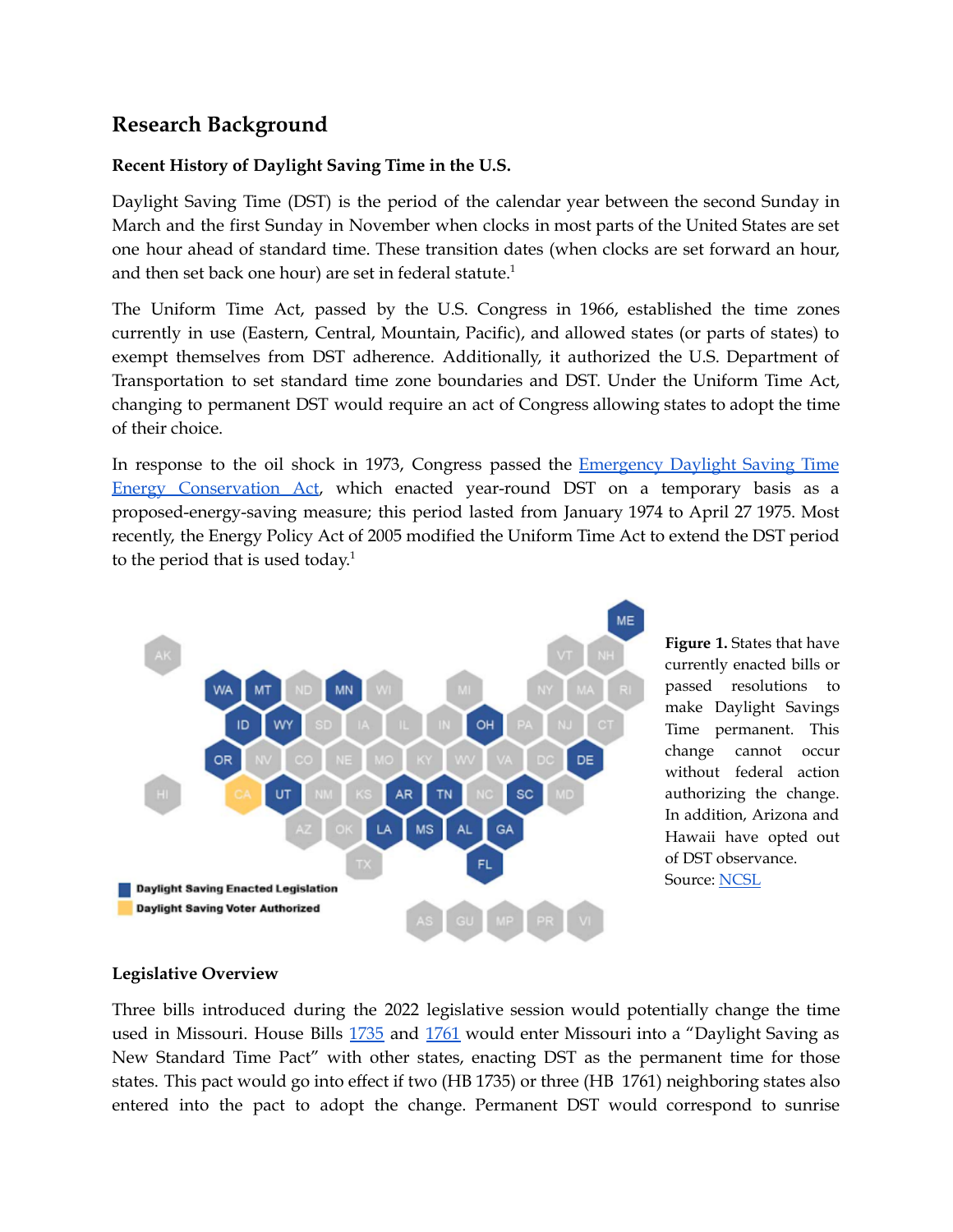## Research Background

### Recent History of Daylight Saving Time in the U.S.

Daylight Saving Time (DST) is the period of the calendar year between the second Sunday in March and the first Sunday in November when clocks in most parts of the United States are set one hour ahead of standard time. These transition dates (when clocks are set forward an hour, and then set back one hour) are set in federal statute.[1]

The Uniform Time Act, passed by the U.S. Congress in 1966, established the time zones currently in use (Eastern, Central, Mountain, Pacific), and allowed states (or parts of states) to exempt themselves from DST adherence. Additionally, it authorized the U.S. Department of Transportation to set standard time zone boundaries and DST. Under the Uniform Time Act, changing to permanent DST would require an act of Congress allowing states to adopt the time of their choice.

In response to the oil shock in 1973, Congress passed the Emergency Daylight Saving Time Energy Conservation Act, which enacted year-round DST on a temporary basis as a proposed-energy-saving measure; this period lasted from January 1974 to April 27 1975. Most recently, the Energy Policy Act of 2005 modified the Uniform Time Act to extend the DST period to the period that is used today.[1]

**Figure 1.** States that have currently enacted bills or passed resolutions to make Daylight Savings Time permanent. This change cannot occur without federal action authorizing the change. In addition, Arizona and Hawaii have opted out of DST observance. Source: NCSL

### Legislative Overview

Three bills introduced during the 2022 legislative session would potentially change the time used in Missouri. House Bills 1735 and 1761 would enter Missouri into a "Daylight Saving as New Standard Time Pact" with other states, enacting DST as the permanent time for those states. This pact would go into effect if two (HB 1735) or three (HB 1761) neighboring states also entered into the pact to adopt the change. Permanent DST would correspond to sunrise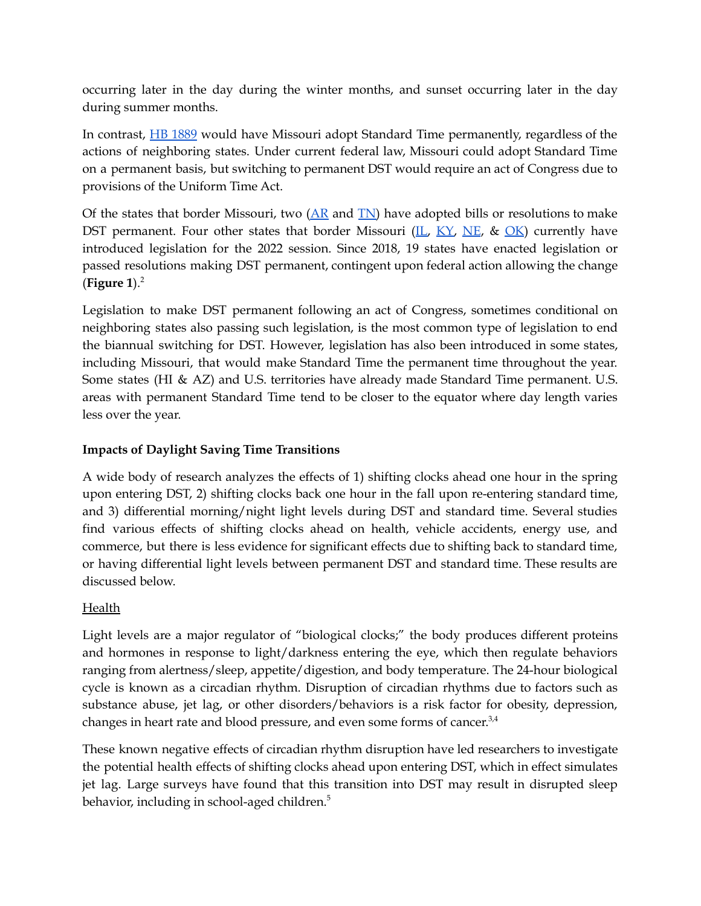occurring later in the day during the winter months, and sunset occurring later in the day during summer months.

In contrast, [HB 1889] would have Missouri adopt Standard Time permanently, regardless of the actions of neighboring states. Under current federal law, Missouri could adopt Standard Time on a permanent basis, but switching to permanent DST would require an act of Congress due to provisions of the Uniform Time Act.

Of the states that border Missouri, two ([AR] and [TN]) have adopted bills or resolutions to make DST permanent. Four other states that border Missouri ([IL], [KY], [NE], & [OK]) currently have introduced legislation for the 2022 session. Since 2018, 19 states have enacted legislation or passed resolutions making DST permanent, contingent upon federal action allowing the change (**Figure 1**).[2]

Legislation to make DST permanent following an act of Congress, sometimes conditional on neighboring states also passing such legislation, is the most common type of legislation to end the biannual switching for DST. However, legislation has also been introduced in some states, including Missouri, that would make Standard Time the permanent time throughout the year. Some states (HI & AZ) and U.S. territories have already made Standard Time permanent. U.S. areas with permanent Standard Time tend to be closer to the equator where day length varies less over the year.

**Impacts of Daylight Saving Time Transitions**

A wide body of research analyzes the effects of 1) shifting clocks ahead one hour in the spring upon entering DST, 2) shifting clocks back one hour in the fall upon re-entering standard time, and 3) differential morning/night light levels during DST and standard time. Several studies find various effects of shifting clocks ahead on health, vehicle accidents, energy use, and commerce, but there is less evidence for significant effects due to shifting back to standard time, or having differential light levels between permanent DST and standard time. These results are discussed below.

Health

Light levels are a major regulator of "biological clocks;" the body produces different proteins and hormones in response to light/darkness entering the eye, which then regulate behaviors ranging from alertness/sleep, appetite/digestion, and body temperature. The 24-hour biological cycle is known as a circadian rhythm. Disruption of circadian rhythms due to factors such as substance abuse, jet lag, or other disorders/behaviors is a risk factor for obesity, depression, changes in heart rate and blood pressure, and even some forms of cancer.[3,4]

These known negative effects of circadian rhythm disruption have led researchers to investigate the potential health effects of shifting clocks ahead upon entering DST, which in effect simulates jet lag. Large surveys have found that this transition into DST may result in disrupted sleep behavior, including in school-aged children.[5]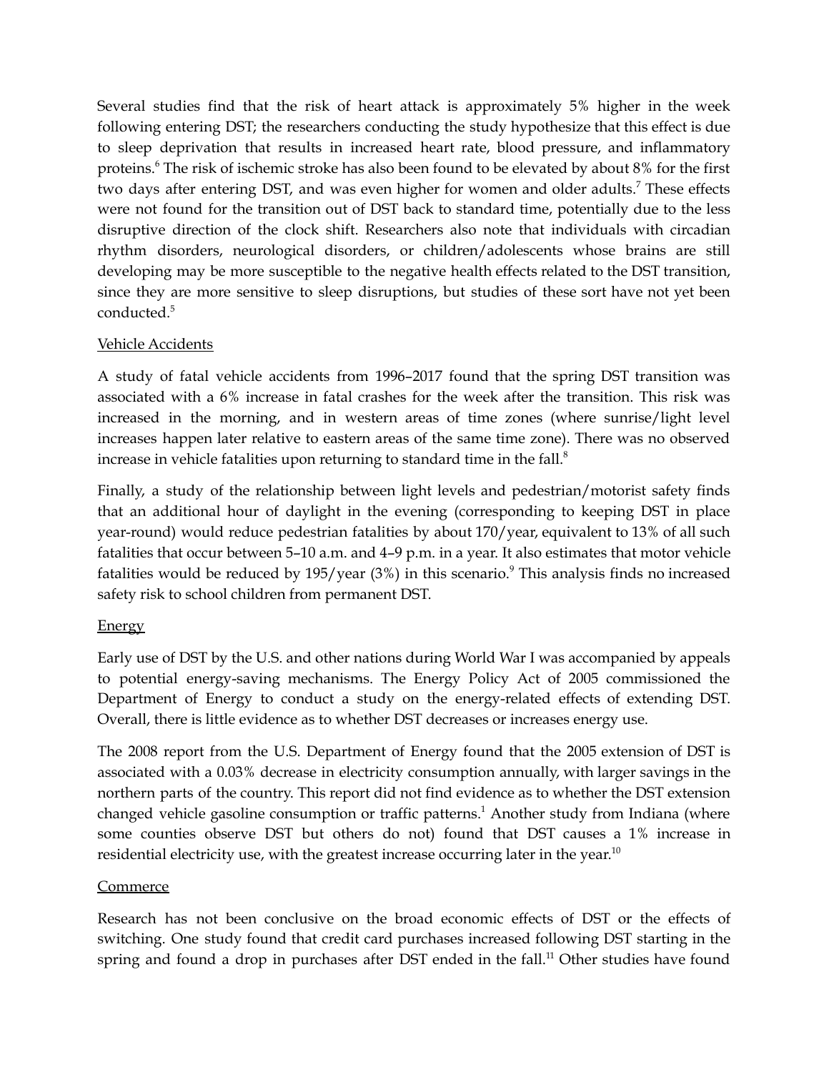Several studies find that the risk of heart attack is approximately 5% higher in the week following entering DST; the researchers conducting the study hypothesize that this effect is due to sleep deprivation that results in increased heart rate, blood pressure, and inflammatory proteins.[6] The risk of ischemic stroke has also been found to be elevated by about 8% for the first two days after entering DST, and was even higher for women and older adults.[7] These effects were not found for the transition out of DST back to standard time, potentially due to the less disruptive direction of the clock shift. Researchers also note that individuals with circadian rhythm disorders, neurological disorders, or children/adolescents whose brains are still developing may be more susceptible to the negative health effects related to the DST transition, since they are more sensitive to sleep disruptions, but studies of these sort have not yet been conducted.[5]

Vehicle Accidents

A study of fatal vehicle accidents from 1996–2017 found that the spring DST transition was associated with a 6% increase in fatal crashes for the week after the transition. This risk was increased in the morning, and in western areas of time zones (where sunrise/light level increases happen later relative to eastern areas of the same time zone). There was no observed increase in vehicle fatalities upon returning to standard time in the fall.[8]

Finally, a study of the relationship between light levels and pedestrian/motorist safety finds that an additional hour of daylight in the evening (corresponding to keeping DST in place year-round) would reduce pedestrian fatalities by about 170/year, equivalent to 13% of all such fatalities that occur between 5–10 a.m. and 4–9 p.m. in a year. It also estimates that motor vehicle fatalities would be reduced by 195/year (3%) in this scenario.[9] This analysis finds no increased safety risk to school children from permanent DST.

Energy

Early use of DST by the U.S. and other nations during World War I was accompanied by appeals to potential energy-saving mechanisms. The Energy Policy Act of 2005 commissioned the Department of Energy to conduct a study on the energy-related effects of extending DST. Overall, there is little evidence as to whether DST decreases or increases energy use.

The 2008 report from the U.S. Department of Energy found that the 2005 extension of DST is associated with a 0.03% decrease in electricity consumption annually, with larger savings in the northern parts of the country. This report did not find evidence as to whether the DST extension changed vehicle gasoline consumption or traffic patterns.[1] Another study from Indiana (where some counties observe DST but others do not) found that DST causes a 1% increase in residential electricity use, with the greatest increase occurring later in the year.[10]

Commerce

Research has not been conclusive on the broad economic effects of DST or the effects of switching. One study found that credit card purchases increased following DST starting in the spring and found a drop in purchases after DST ended in the fall.[11] Other studies have found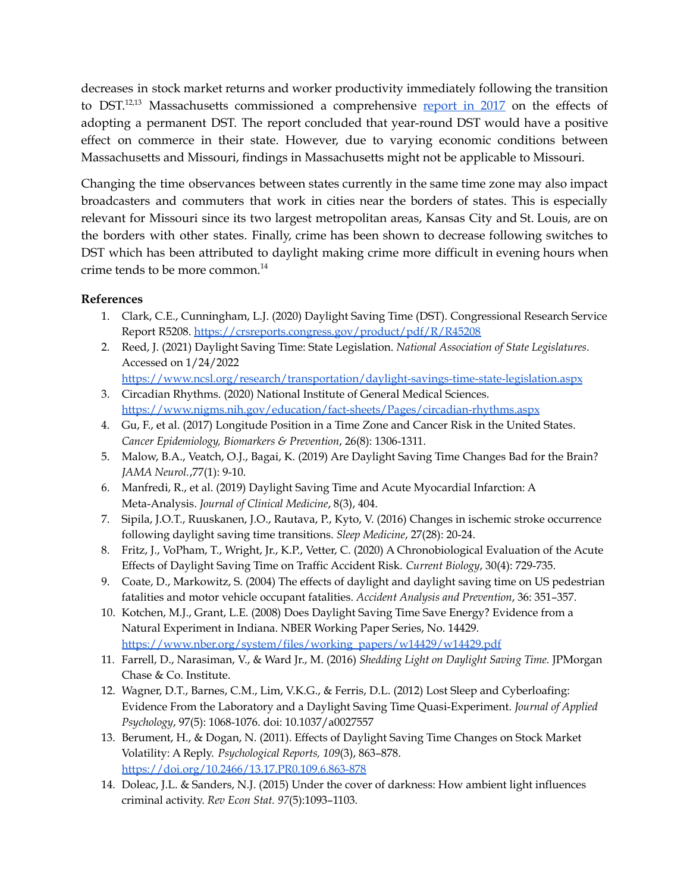decreases in stock market returns and worker productivity immediately following the transition to DST.[12,13] Massachusetts commissioned a comprehensive report in 2017 on the effects of adopting a permanent DST. The report concluded that year-round DST would have a positive effect on commerce in their state. However, due to varying economic conditions between Massachusetts and Missouri, findings in Massachusetts might not be applicable to Missouri.

Changing the time observances between states currently in the same time zone may also impact broadcasters and commuters that work in cities near the borders of states. This is especially relevant for Missouri since its two largest metropolitan areas, Kansas City and St. Louis, are on the borders with other states. Finally, crime has been shown to decrease following switches to DST which has been attributed to daylight making crime more difficult in evening hours when crime tends to be more common.[14]

**References**

1. Clark, C.E., Cunningham, L.J. (2020) Daylight Saving Time (DST). Congressional Research Service Report R5208. https://crsreports.congress.gov/product/pdf/R/R45208
2. Reed, J. (2021) Daylight Saving Time: State Legislation. *National Association of State Legislatures*. Accessed on 1/24/2022 https://www.ncsl.org/research/transportation/daylight-savings-time-state-legislation.aspx
3. Circadian Rhythms. (2020) National Institute of General Medical Sciences. https://www.nigms.nih.gov/education/fact-sheets/Pages/circadian-rhythms.aspx
4. Gu, F., et al. (2017) Longitude Position in a Time Zone and Cancer Risk in the United States. *Cancer Epidemiology, Biomarkers & Prevention*, 26(8): 1306-1311.
5. Malow, B.A., Veatch, O.J., Bagai, K. (2019) Are Daylight Saving Time Changes Bad for the Brain? *JAMA Neurol.*,77(1): 9-10.
6. Manfredi, R., et al. (2019) Daylight Saving Time and Acute Myocardial Infarction: A Meta-Analysis. *Journal of Clinical Medicine*, 8(3), 404.
7. Sipila, J.O.T., Ruuskanen, J.O., Rautava, P., Kyto, V. (2016) Changes in ischemic stroke occurrence following daylight saving time transitions. *Sleep Medicine*, 27(28): 20-24.
8. Fritz, J., VoPham, T., Wright, Jr., K.P., Vetter, C. (2020) A Chronobiological Evaluation of the Acute Effects of Daylight Saving Time on Traffic Accident Risk. *Current Biology*, 30(4): 729-735.
9. Coate, D., Markowitz, S. (2004) The effects of daylight and daylight saving time on US pedestrian fatalities and motor vehicle occupant fatalities. *Accident Analysis and Prevention*, 36: 351–357.
10. Kotchen, M.J., Grant, L.E. (2008) Does Daylight Saving Time Save Energy? Evidence from a Natural Experiment in Indiana. NBER Working Paper Series, No. 14429. https://www.nber.org/system/files/working_papers/w14429/w14429.pdf
11. Farrell, D., Narasiman, V., & Ward Jr., M. (2016) *Shedding Light on Daylight Saving Time.* JPMorgan Chase & Co. Institute.
12. Wagner, D.T., Barnes, C.M., Lim, V.K.G., & Ferris, D.L. (2012) Lost Sleep and Cyberloafing: Evidence From the Laboratory and a Daylight Saving Time Quasi-Experiment. *Journal of Applied Psychology*, 97(5): 1068-1076. doi: 10.1037/a0027557
13. Berument, H., & Dogan, N. (2011). Effects of Daylight Saving Time Changes on Stock Market Volatility: A Reply. *Psychological Reports, 109*(3), 863–878. https://doi.org/10.2466/13.17.PR0.109.6.863-878
14. Doleac, J.L. & Sanders, N.J. (2015) Under the cover of darkness: How ambient light influences criminal activity. *Rev Econ Stat. 97*(5):1093–1103.